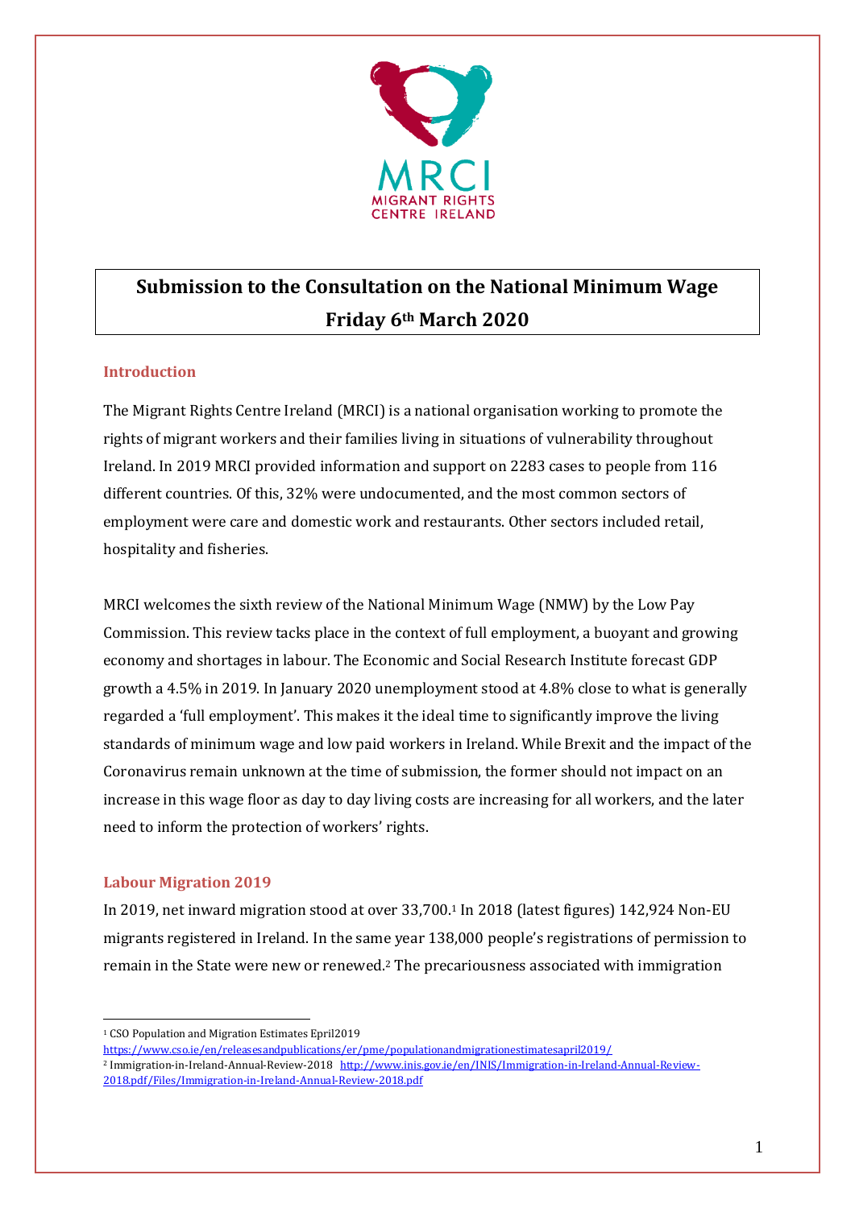# Submission to the Consultation on the National Minimum Wage

**Friday 6th March 2020**

## Introduction

The Migrant Rights Centre Ireland (MRCI) is a national organisation working to promote the rights of migrant workers and their families living in situations of vulnerability throughout Ireland. In 2019 MRCI provided information and support on 2283 cases to people from 116 different countries. Of this, 32% were undocumented, and the most common sectors of employment were care and domestic work and restaurants. Other sectors included retail, hospitality and fisheries.

MRCI welcomes the sixth review of the National Minimum Wage (NMW) by the Low Pay Commission. This review tacks place in the context of full employment, a buoyant and growing economy and shortages in labour. The Economic and Social Research Institute forecast GDP growth a 4.5% in 2019. In January 2020 unemployment stood at 4.8% close to what is generally regarded a 'full employment'. This makes it the ideal time to significantly improve the living standards of minimum wage and low paid workers in Ireland. While Brexit and the impact of the Coronavirus remain unknown at the time of submission, the former should not impact on an increase in this wage floor as day to day living costs are increasing for all workers, and the later need to inform the protection of workers' rights.

## Labour Migration 2019

In 2019, net inward migration stood at over 33,700.[1] In 2018 (latest figures) 142,924 Non-EU migrants registered in Ireland. In the same year 138,000 people's registrations of permission to remain in the State were new or renewed.[2] The precariousness associated with immigration

---

[1] CSO Population and Migration Estimates Epril2019 https://www.cso.ie/en/releasesandpublications/er/pme/populationandmigrationestimatesapril2019/

[2] Immigration-in-Ireland-Annual-Review-2018 http://www.inis.gov.ie/en/INIS/Immigration-in-Ireland-Annual-Review-2018.pdf/Files/Immigration-in-Ireland-Annual-Review-2018.pdf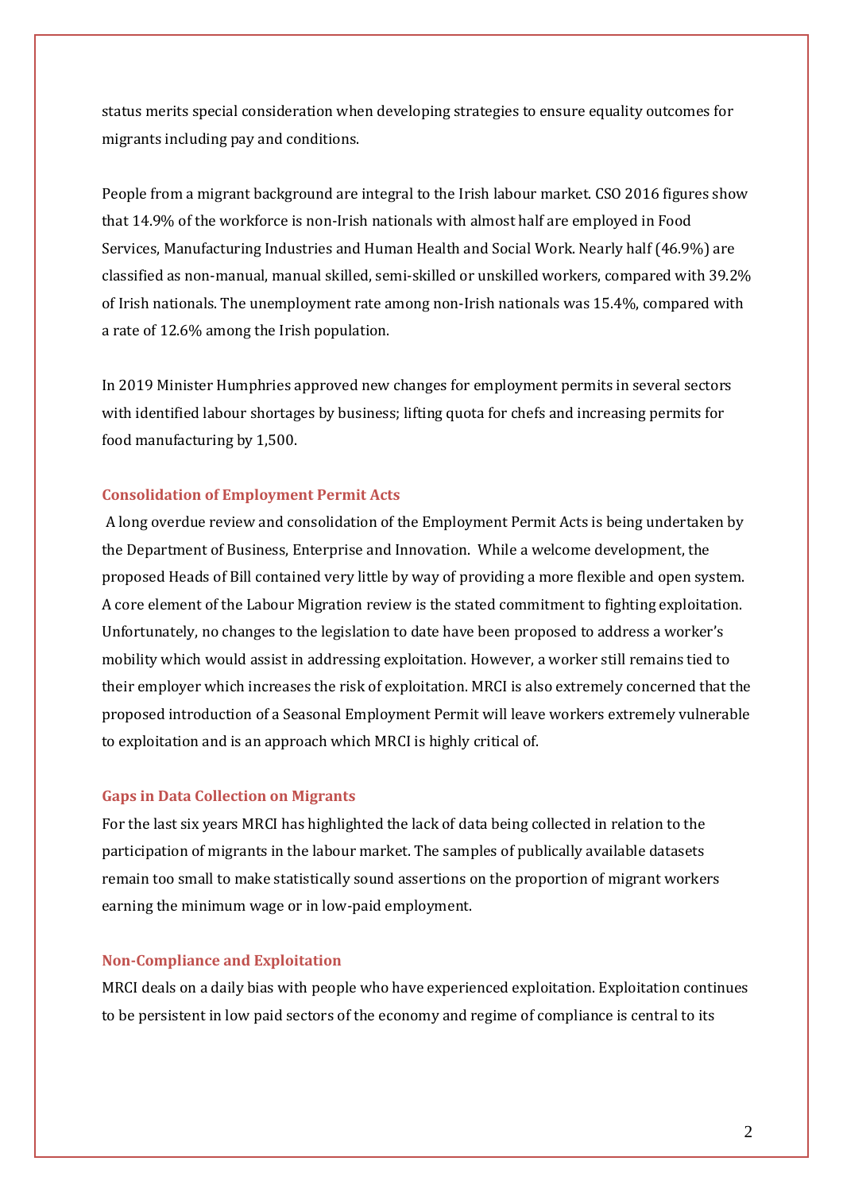status merits special consideration when developing strategies to ensure equality outcomes for migrants including pay and conditions.

People from a migrant background are integral to the Irish labour market. CSO 2016 figures show that 14.9% of the workforce is non-Irish nationals with almost half are employed in Food Services, Manufacturing Industries and Human Health and Social Work. Nearly half (46.9%) are classified as non-manual, manual skilled, semi-skilled or unskilled workers, compared with 39.2% of Irish nationals. The unemployment rate among non-Irish nationals was 15.4%, compared with a rate of 12.6% among the Irish population.

In 2019 Minister Humphries approved new changes for employment permits in several sectors with identified labour shortages by business; lifting quota for chefs and increasing permits for food manufacturing by 1,500.

### Consolidation of Employment Permit Acts

A long overdue review and consolidation of the Employment Permit Acts is being undertaken by the Department of Business, Enterprise and Innovation. While a welcome development, the proposed Heads of Bill contained very little by way of providing a more flexible and open system. A core element of the Labour Migration review is the stated commitment to fighting exploitation. Unfortunately, no changes to the legislation to date have been proposed to address a worker's mobility which would assist in addressing exploitation. However, a worker still remains tied to their employer which increases the risk of exploitation. MRCI is also extremely concerned that the proposed introduction of a Seasonal Employment Permit will leave workers extremely vulnerable to exploitation and is an approach which MRCI is highly critical of.

### Gaps in Data Collection on Migrants

For the last six years MRCI has highlighted the lack of data being collected in relation to the participation of migrants in the labour market. The samples of publically available datasets remain too small to make statistically sound assertions on the proportion of migrant workers earning the minimum wage or in low-paid employment.

### Non-Compliance and Exploitation

MRCI deals on a daily bias with people who have experienced exploitation. Exploitation continues to be persistent in low paid sectors of the economy and regime of compliance is central to its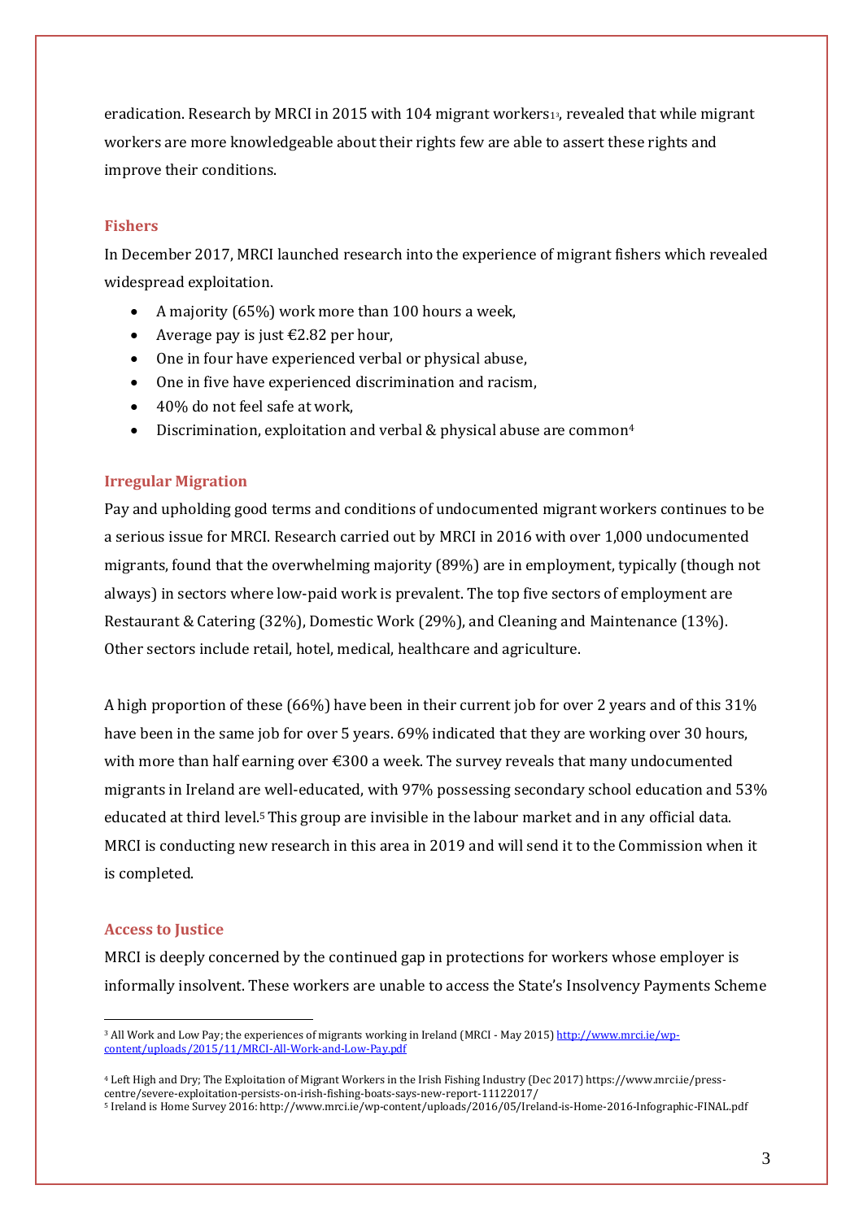eradication. Research by MRCI in 2015 with 104 migrant workers[3], revealed that while migrant workers are more knowledgeable about their rights few are able to assert these rights and improve their conditions.

### Fishers

In December 2017, MRCI launched research into the experience of migrant fishers which revealed widespread exploitation.

- A majority (65%) work more than 100 hours a week,
- Average pay is just €2.82 per hour,
- One in four have experienced verbal or physical abuse,
- One in five have experienced discrimination and racism,
- 40% do not feel safe at work,
- Discrimination, exploitation and verbal & physical abuse are common[4]

### Irregular Migration

Pay and upholding good terms and conditions of undocumented migrant workers continues to be a serious issue for MRCI. Research carried out by MRCI in 2016 with over 1,000 undocumented migrants, found that the overwhelming majority (89%) are in employment, typically (though not always) in sectors where low-paid work is prevalent. The top five sectors of employment are Restaurant & Catering (32%), Domestic Work (29%), and Cleaning and Maintenance (13%). Other sectors include retail, hotel, medical, healthcare and agriculture.

A high proportion of these (66%) have been in their current job for over 2 years and of this 31% have been in the same job for over 5 years. 69% indicated that they are working over 30 hours, with more than half earning over €300 a week. The survey reveals that many undocumented migrants in Ireland are well-educated, with 97% possessing secondary school education and 53% educated at third level.[5] This group are invisible in the labour market and in any official data. MRCI is conducting new research in this area in 2019 and will send it to the Commission when it is completed.

### Access to Justice

MRCI is deeply concerned by the continued gap in protections for workers whose employer is informally insolvent. These workers are unable to access the State's Insolvency Payments Scheme

---

[3] All Work and Low Pay; the experiences of migrants working in Ireland (MRCI - May 2015) http://www.mrci.ie/wp-content/uploads/2015/11/MRCI-All-Work-and-Low-Pay.pdf

[4] Left High and Dry; The Exploitation of Migrant Workers in the Irish Fishing Industry (Dec 2017) https://www.mrci.ie/press-centre/severe-exploitation-persists-on-irish-fishing-boats-says-new-report-11122017/

[5] Ireland is Home Survey 2016: http://www.mrci.ie/wp-content/uploads/2016/05/Ireland-is-Home-2016-Infographic-FINAL.pdf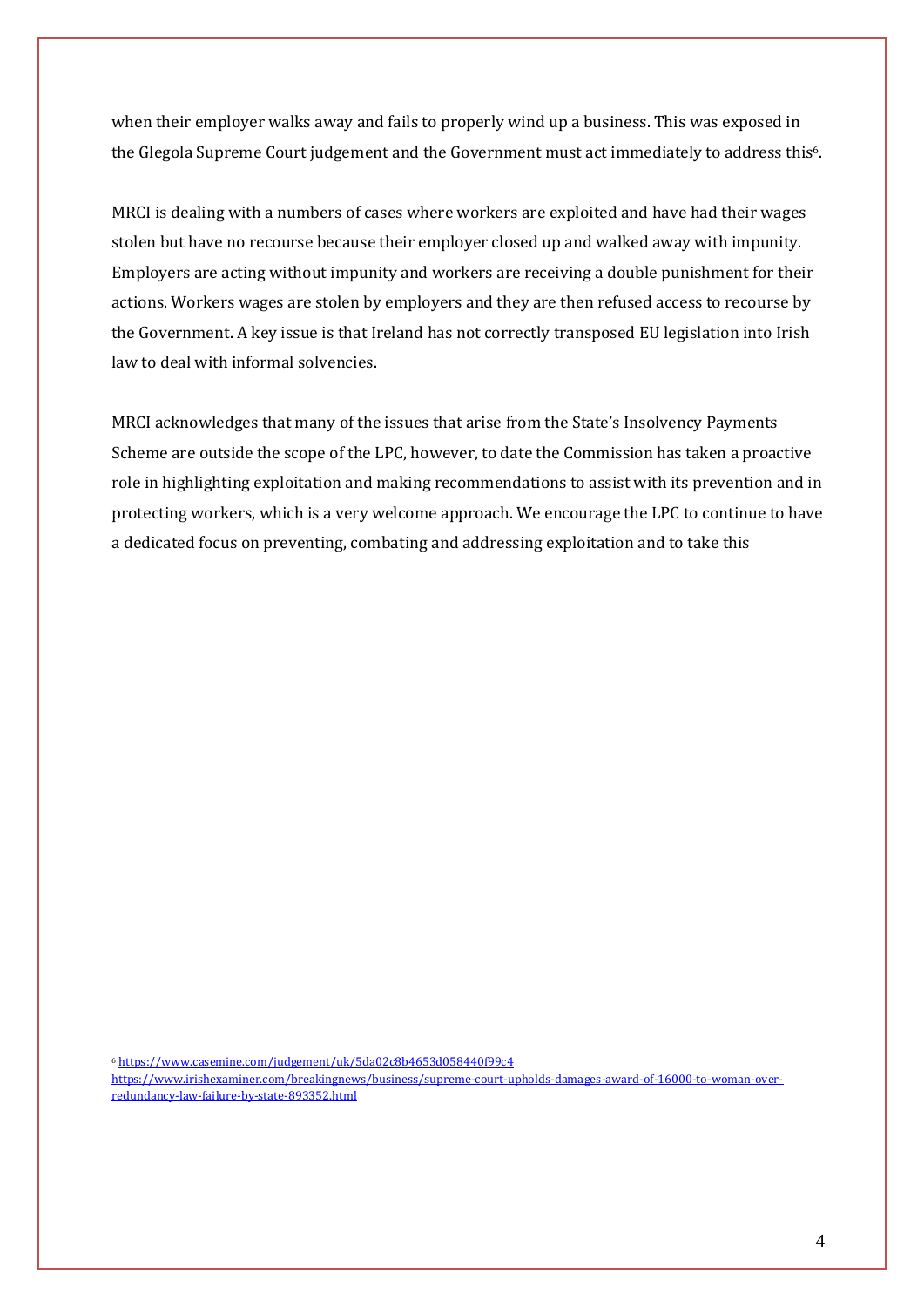when their employer walks away and fails to properly wind up a business. This was exposed in the Glegola Supreme Court judgement and the Government must act immediately to address this[6].

MRCI is dealing with a numbers of cases where workers are exploited and have had their wages stolen but have no recourse because their employer closed up and walked away with impunity. Employers are acting without impunity and workers are receiving a double punishment for their actions. Workers wages are stolen by employers and they are then refused access to recourse by the Government. A key issue is that Ireland has not correctly transposed EU legislation into Irish law to deal with informal solvencies.

MRCI acknowledges that many of the issues that arise from the State's Insolvency Payments Scheme are outside the scope of the LPC, however, to date the Commission has taken a proactive role in highlighting exploitation and making recommendations to assist with its prevention and in protecting workers, which is a very welcome approach. We encourage the LPC to continue to have a dedicated focus on preventing, combating and addressing exploitation and to take this

---

[6] https://www.casemine.com/judgement/uk/5da02c8b4653d058440f99c4
https://www.irishexaminer.com/breakingnews/business/supreme-court-upholds-damages-award-of-16000-to-woman-over-redundancy-law-failure-by-state-893352.html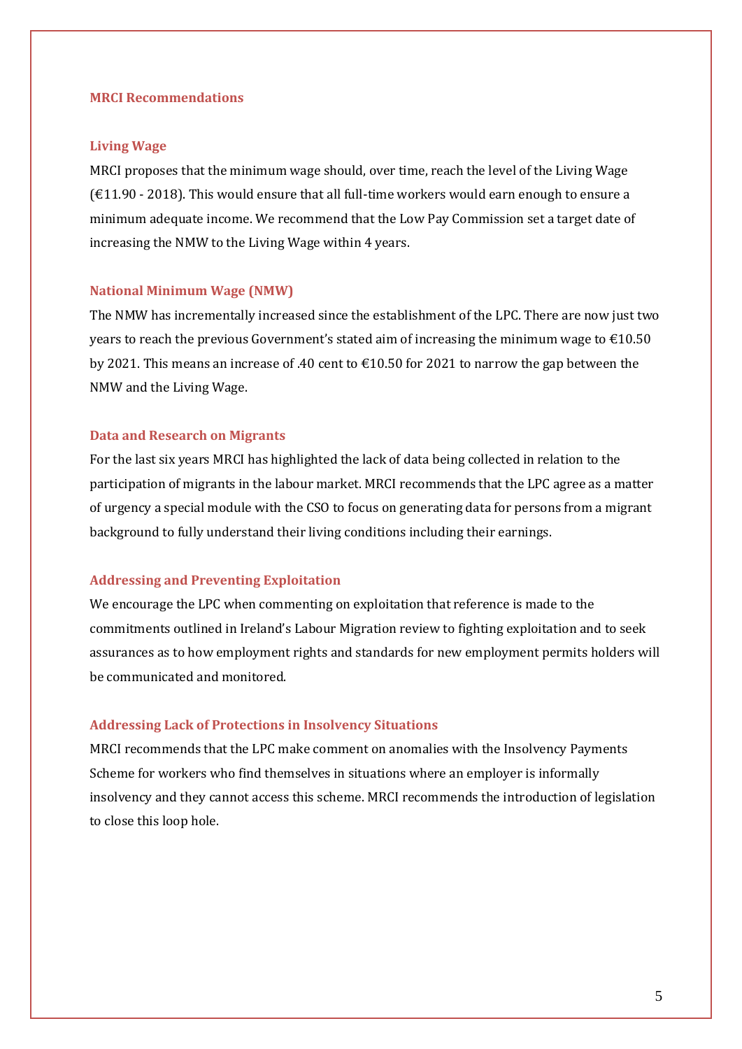## MRCI Recommendations

### Living Wage

MRCI proposes that the minimum wage should, over time, reach the level of the Living Wage (€11.90 - 2018). This would ensure that all full-time workers would earn enough to ensure a minimum adequate income. We recommend that the Low Pay Commission set a target date of increasing the NMW to the Living Wage within 4 years.

### National Minimum Wage (NMW)

The NMW has incrementally increased since the establishment of the LPC. There are now just two years to reach the previous Government's stated aim of increasing the minimum wage to €10.50 by 2021. This means an increase of .40 cent to €10.50 for 2021 to narrow the gap between the NMW and the Living Wage.

### Data and Research on Migrants

For the last six years MRCI has highlighted the lack of data being collected in relation to the participation of migrants in the labour market. MRCI recommends that the LPC agree as a matter of urgency a special module with the CSO to focus on generating data for persons from a migrant background to fully understand their living conditions including their earnings.

### Addressing and Preventing Exploitation

We encourage the LPC when commenting on exploitation that reference is made to the commitments outlined in Ireland's Labour Migration review to fighting exploitation and to seek assurances as to how employment rights and standards for new employment permits holders will be communicated and monitored.

### Addressing Lack of Protections in Insolvency Situations

MRCI recommends that the LPC make comment on anomalies with the Insolvency Payments Scheme for workers who find themselves in situations where an employer is informally insolvency and they cannot access this scheme. MRCI recommends the introduction of legislation to close this loop hole.